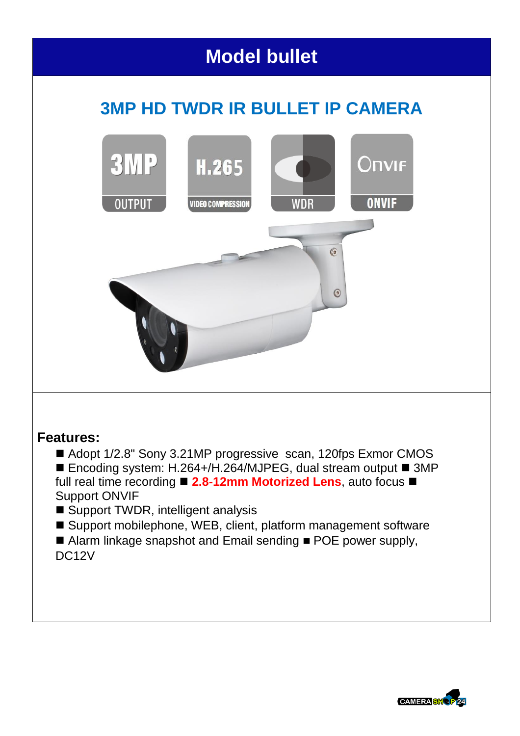# Model bullet

## 3MP HD TWDR IR BULLET IP CAMERA

3MP OUTPUT | H.265 VIDEO COMPRESSION | WDR | ONVIF

**Features:**

- ■ Adopt 1/2.8" Sony 3.21MP progressive scan, 120fps Exmor CMOS
- ■ Encoding system: H.264+/H.264/MJPEG, dual stream output ■ 3MP full real time recording ■ **2.8-12mm Motorized Lens**, auto focus ■ Support ONVIF
- ■ Support TWDR, intelligent analysis
- ■ Support mobilephone, WEB, client, platform management software
- ■ Alarm linkage snapshot and Email sending ■ POE power supply, DC12V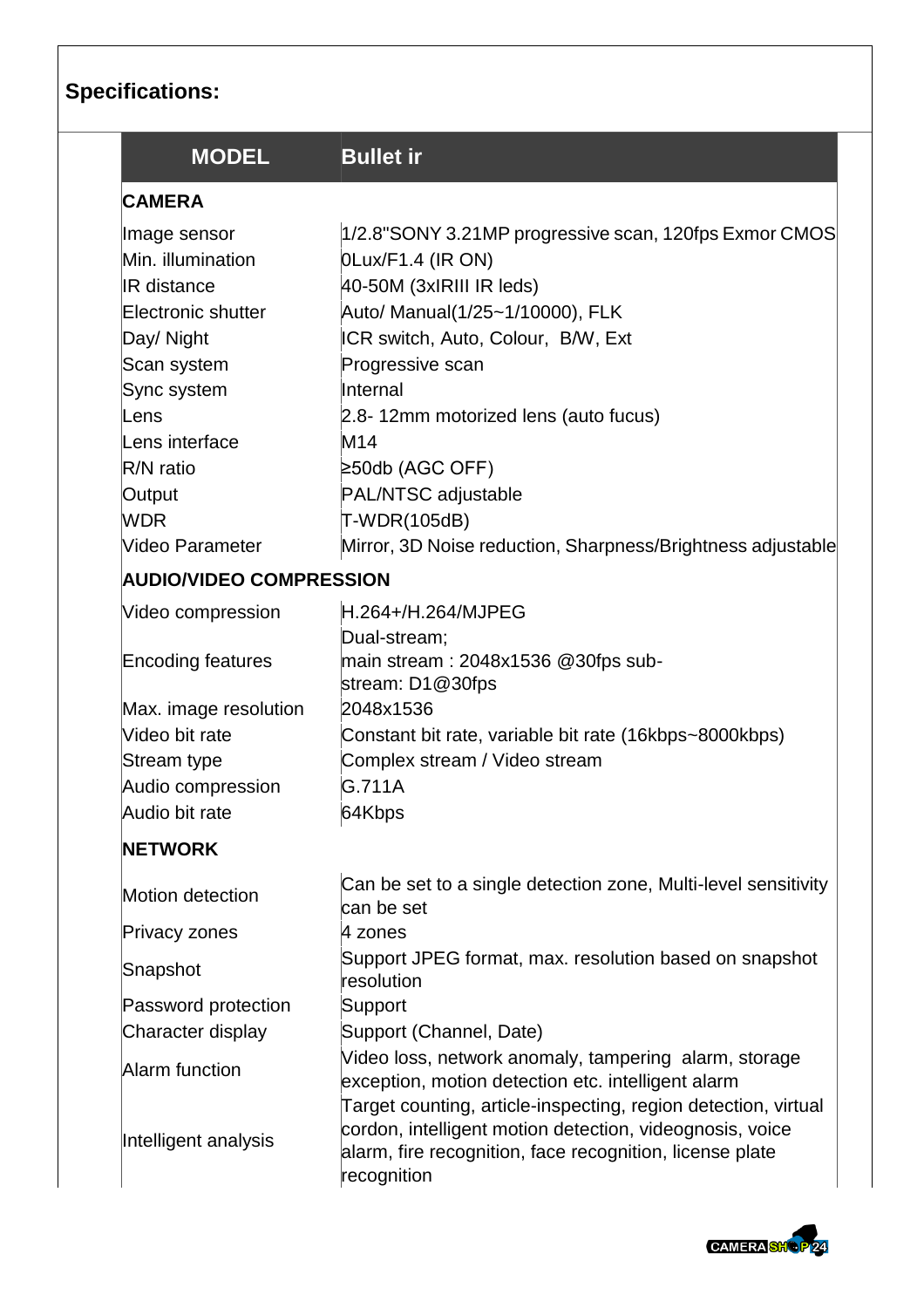## Specifications:

| MODEL | Bullet ir |
|---|---|
| **CAMERA** | |
| Image sensor | 1/2.8"SONY 3.21MP progressive scan, 120fps Exmor CMOS |
| Min. illumination | 0Lux/F1.4 (IR ON) |
| IR distance | 40-50M (3xIRIII IR leds) |
| Electronic shutter | Auto/ Manual(1/25~1/10000), FLK |
| Day/ Night | ICR switch, Auto, Colour, B/W, Ext |
| Scan system | Progressive scan |
| Sync system | Internal |
| Lens | 2.8- 12mm motorized lens (auto fucus) |
| Lens interface | M14 |
| R/N ratio | ≥50db (AGC OFF) |
| Output | PAL/NTSC adjustable |
| WDR | T-WDR(105dB) |
| Video Parameter | Mirror, 3D Noise reduction, Sharpness/Brightness adjustable |
| **AUDIO/VIDEO COMPRESSION** | |
| Video compression | H.264+/H.264/MJPEG |
| Encoding features | Dual-stream; main stream : 2048x1536 @30fps sub-stream: D1@30fps |
| Max. image resolution | 2048x1536 |
| Video bit rate | Constant bit rate, variable bit rate (16kbps~8000kbps) |
| Stream type | Complex stream / Video stream |
| Audio compression | G.711A |
| Audio bit rate | 64Kbps |
| **NETWORK** | |
| Motion detection | Can be set to a single detection zone, Multi-level sensitivity can be set |
| Privacy zones | 4 zones |
| Snapshot | Support JPEG format, max. resolution based on snapshot resolution |
| Password protection | Support |
| Character display | Support (Channel, Date) |
| Alarm function | Video loss, network anomaly, tampering alarm, storage exception, motion detection etc. intelligent alarm |
| Intelligent analysis | Target counting, article-inspecting, region detection, virtual cordon, intelligent motion detection, videognosis, voice alarm, fire recognition, face recognition, license plate recognition |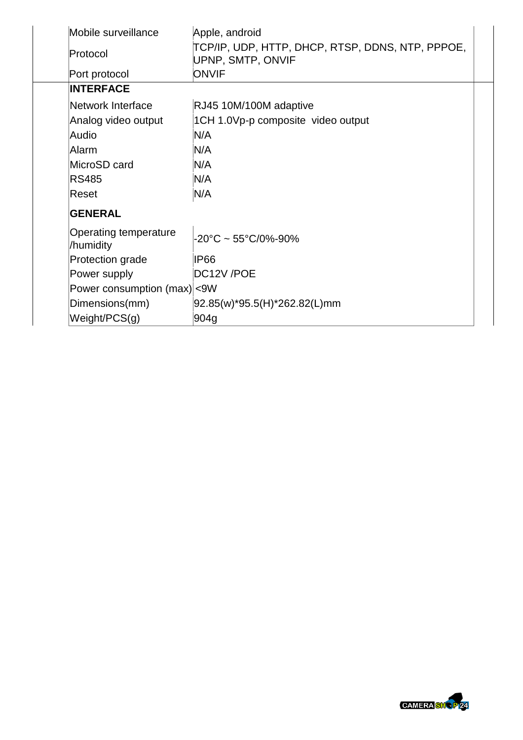| | |
|---|---|
| Mobile surveillance | Apple, android |
| Protocol | TCP/IP, UDP, HTTP, DHCP, RTSP, DDNS, NTP, PPPOE, UPNP, SMTP, ONVIF |
| Port protocol | ONVIF |
| **INTERFACE** | |
| Network Interface | RJ45 10M/100M adaptive |
| Analog video output | 1CH 1.0Vp-p composite video output |
| Audio | N/A |
| Alarm | N/A |
| MicroSD card | N/A |
| RS485 | N/A |
| Reset | N/A |
| **GENERAL** | |
| Operating temperature /humidity | -20°C ~ 55°C/0%-90% |
| Protection grade | IP66 |
| Power supply | DC12V /POE |
| Power consumption (max) | <9W |
| Dimensions(mm) | 92.85(w)*95.5(H)*262.82(L)mm |
| Weight/PCS(g) | 904g |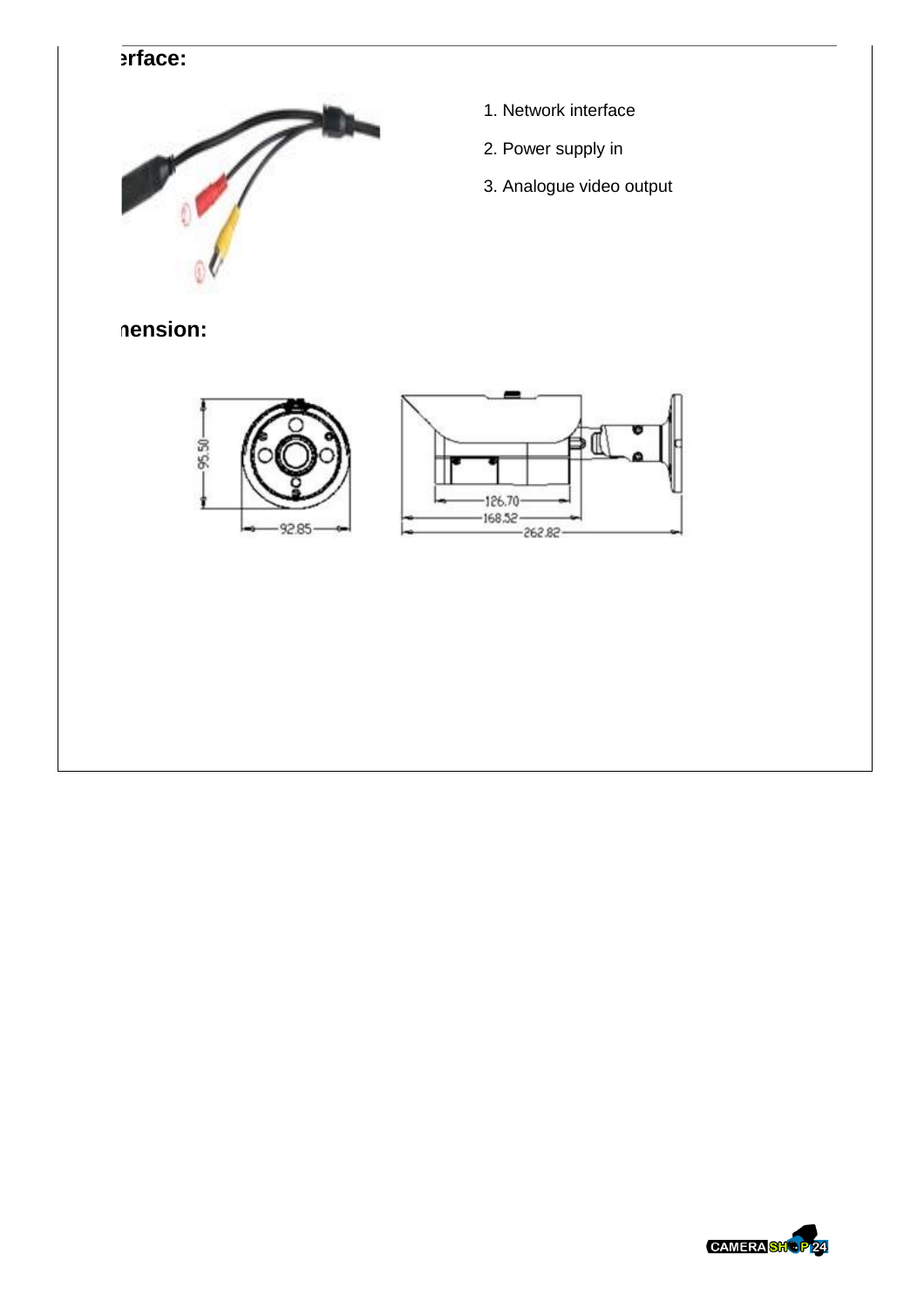## erface:

1. Network interface
2. Power supply in
3. Analogue video output

## nension:

95.50

92.85

126.70

168.52

262.82